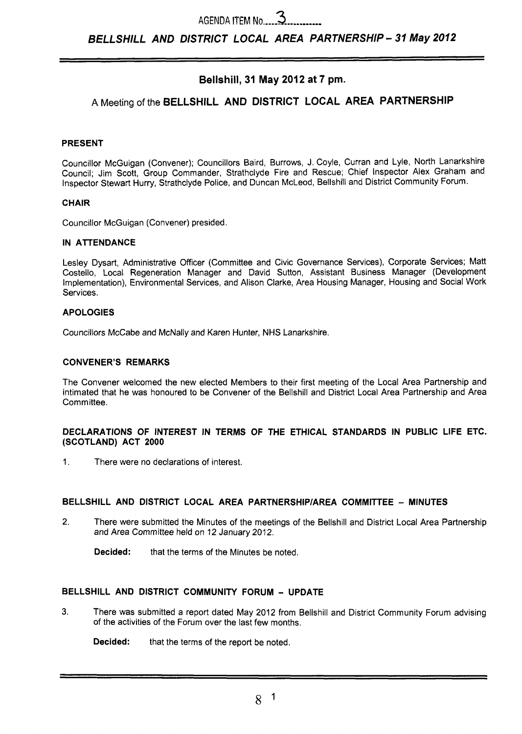AGENDA ITEM No. 3

***BELLSHILL AND DISTRICT LOCAL AREA PARTNERSHIP – 31 May 2012***

## Bellshill, 31 May 2012 at 7 pm.

## A Meeting of the BELLSHILL AND DISTRICT LOCAL AREA PARTNERSHIP

### PRESENT

Councillor McGuigan (Convener); Councillors Baird, Burrows, J. Coyle, Curran and Lyle, North Lanarkshire Council; Jim Scott, Group Commander, Strathclyde Fire and Rescue; Chief Inspector Alex Graham and Inspector Stewart Hurry, Strathclyde Police, and Duncan McLeod, Bellshill and District Community Forum.

### CHAIR

Councillor McGuigan (Convener) presided.

### IN ATTENDANCE

Lesley Dysart, Administrative Officer (Committee and Civic Governance Services), Corporate Services; Matt Costello, Local Regeneration Manager and David Sutton, Assistant Business Manager (Development Implementation), Environmental Services, and Alison Clarke, Area Housing Manager, Housing and Social Work Services.

### APOLOGIES

Councillors McCabe and McNally and Karen Hunter, NHS Lanarkshire.

### CONVENER'S REMARKS

The Convener welcomed the new elected Members to their first meeting of the Local Area Partnership and intimated that he was honoured to be Convener of the Bellshill and District Local Area Partnership and Area Committee.

### DECLARATIONS OF INTEREST IN TERMS OF THE ETHICAL STANDARDS IN PUBLIC LIFE ETC. (SCOTLAND) ACT 2000

1. There were no declarations of interest.

### BELLSHILL AND DISTRICT LOCAL AREA PARTNERSHIP/AREA COMMITTEE – MINUTES

2. There were submitted the Minutes of the meetings of the Bellshill and District Local Area Partnership and Area Committee held on 12 January 2012.

   **Decided:** that the terms of the Minutes be noted.

### BELLSHILL AND DISTRICT COMMUNITY FORUM – UPDATE

3. There was submitted a report dated May 2012 from Bellshill and District Community Forum advising of the activities of the Forum over the last few months.

   **Decided:** that the terms of the report be noted.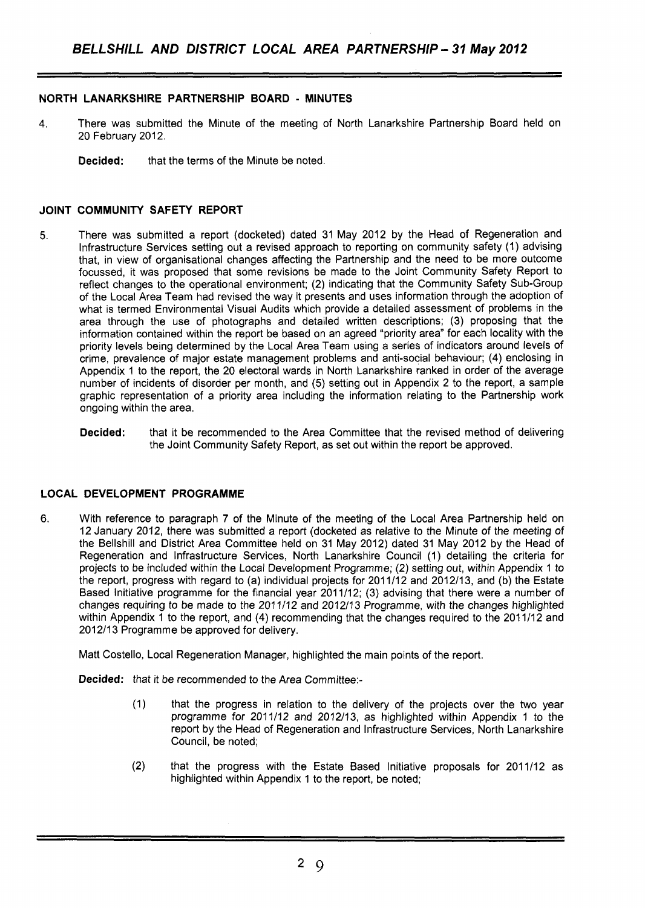## NORTH LANARKSHIRE PARTNERSHIP BOARD - MINUTES

4. There was submitted the Minute of the meeting of North Lanarkshire Partnership Board held on 20 February 2012.

   **Decided:** that the terms of the Minute be noted.

## JOINT COMMUNITY SAFETY REPORT

5. There was submitted a report (docketed) dated 31 May 2012 by the Head of Regeneration and Infrastructure Services setting out a revised approach to reporting on community safety (1) advising that, in view of organisational changes affecting the Partnership and the need to be more outcome focussed, it was proposed that some revisions be made to the Joint Community Safety Report to reflect changes to the operational environment; (2) indicating that the Community Safety Sub-Group of the Local Area Team had revised the way it presents and uses information through the adoption of what is termed Environmental Visual Audits which provide a detailed assessment of problems in the area through the use of photographs and detailed written descriptions; (3) proposing that the information contained within the report be based on an agreed "priority area" for each locality with the priority levels being determined by the Local Area Team using a series of indicators around levels of crime, prevalence of major estate management problems and anti-social behaviour; (4) enclosing in Appendix 1 to the report, the 20 electoral wards in North Lanarkshire ranked in order of the average number of incidents of disorder per month, and (5) setting out in Appendix 2 to the report, a sample graphic representation of a priority area including the information relating to the Partnership work ongoing within the area.

   **Decided:** that it be recommended to the Area Committee that the revised method of delivering the Joint Community Safety Report, as set out within the report be approved.

## LOCAL DEVELOPMENT PROGRAMME

6. With reference to paragraph 7 of the Minute of the meeting of the Local Area Partnership held on 12 January 2012, there was submitted a report (docketed as relative to the Minute of the meeting of the Bellshill and District Area Committee held on 31 May 2012) dated 31 May 2012 by the Head of Regeneration and Infrastructure Services, North Lanarkshire Council (1) detailing the criteria for projects to be included within the Local Development Programme; (2) setting out, within Appendix 1 to the report, progress with regard to (a) individual projects for 2011/12 and 2012/13, and (b) the Estate Based Initiative programme for the financial year 2011/12; (3) advising that there were a number of changes requiring to be made to the 2011/12 and 2012/13 Programme, with the changes highlighted within Appendix 1 to the report, and (4) recommending that the changes required to the 2011/12 and 2012/13 Programme be approved for delivery.

   Matt Costello, Local Regeneration Manager, highlighted the main points of the report.

   **Decided:** that it be recommended to the Area Committee:-

   (1) that the progress in relation to the delivery of the projects over the two year programme for 2011/12 and 2012/13, as highlighted within Appendix 1 to the report by the Head of Regeneration and Infrastructure Services, North Lanarkshire Council, be noted;

   (2) that the progress with the Estate Based Initiative proposals for 2011/12 as highlighted within Appendix 1 to the report, be noted;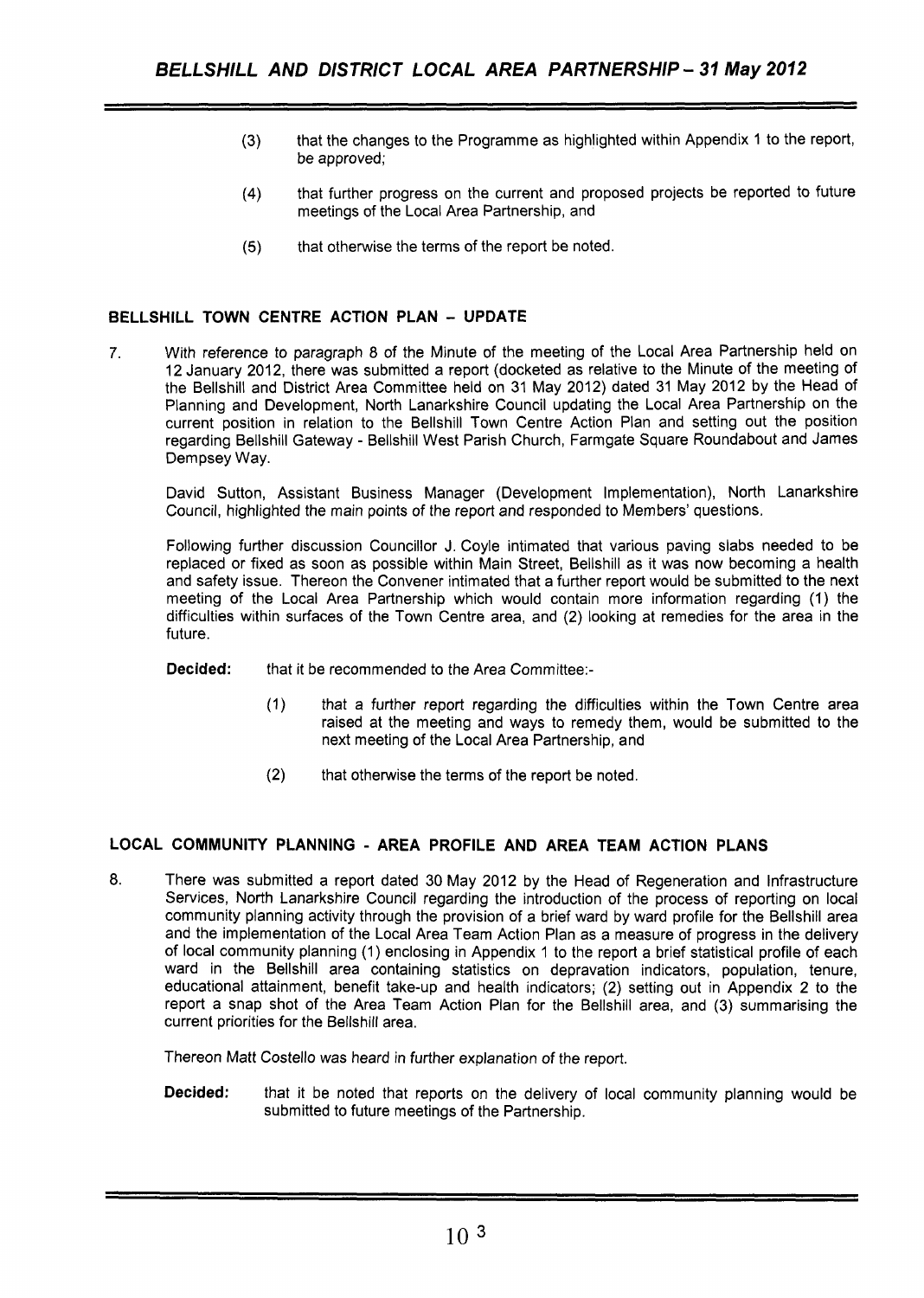(3) that the changes to the Programme as highlighted within Appendix 1 to the report, be approved;

(4) that further progress on the current and proposed projects be reported to future meetings of the Local Area Partnership, and

(5) that otherwise the terms of the report be noted.

## BELLSHILL TOWN CENTRE ACTION PLAN – UPDATE

7. With reference to paragraph 8 of the Minute of the meeting of the Local Area Partnership held on 12 January 2012, there was submitted a report (docketed as relative to the Minute of the meeting of the Bellshill and District Area Committee held on 31 May 2012) dated 31 May 2012 by the Head of Planning and Development, North Lanarkshire Council updating the Local Area Partnership on the current position in relation to the Bellshill Town Centre Action Plan and setting out the position regarding Bellshill Gateway - Bellshill West Parish Church, Farmgate Square Roundabout and James Dempsey Way.

David Sutton, Assistant Business Manager (Development Implementation), North Lanarkshire Council, highlighted the main points of the report and responded to Members' questions.

Following further discussion Councillor J. Coyle intimated that various paving slabs needed to be replaced or fixed as soon as possible within Main Street, Bellshill as it was now becoming a health and safety issue. Thereon the Convener intimated that a further report would be submitted to the next meeting of the Local Area Partnership which would contain more information regarding (1) the difficulties within surfaces of the Town Centre area, and (2) looking at remedies for the area in the future.

**Decided:** that it be recommended to the Area Committee:-

(1) that a further report regarding the difficulties within the Town Centre area raised at the meeting and ways to remedy them, would be submitted to the next meeting of the Local Area Partnership, and

(2) that otherwise the terms of the report be noted.

## LOCAL COMMUNITY PLANNING - AREA PROFILE AND AREA TEAM ACTION PLANS

8. There was submitted a report dated 30 May 2012 by the Head of Regeneration and Infrastructure Services, North Lanarkshire Council regarding the introduction of the process of reporting on local community planning activity through the provision of a brief ward by ward profile for the Bellshill area and the implementation of the Local Area Team Action Plan as a measure of progress in the delivery of local community planning (1) enclosing in Appendix 1 to the report a brief statistical profile of each ward in the Bellshill area containing statistics on depravation indicators, population, tenure, educational attainment, benefit take-up and health indicators; (2) setting out in Appendix 2 to the report a snap shot of the Area Team Action Plan for the Bellshill area, and (3) summarising the current priorities for the Bellshill area.

Thereon Matt Costello was heard in further explanation of the report.

**Decided:** that it be noted that reports on the delivery of local community planning would be submitted to future meetings of the Partnership.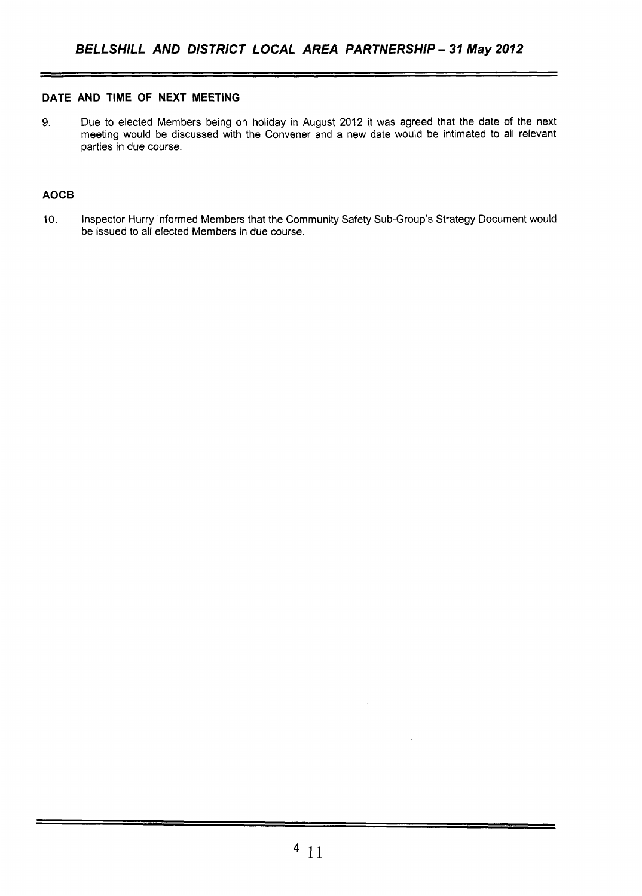## DATE AND TIME OF NEXT MEETING

9. Due to elected Members being on holiday in August 2012 it was agreed that the date of the next meeting would be discussed with the Convener and a new date would be intimated to all relevant parties in due course.

## AOCB

10. Inspector Hurry informed Members that the Community Safety Sub-Group's Strategy Document would be issued to all elected Members in due course.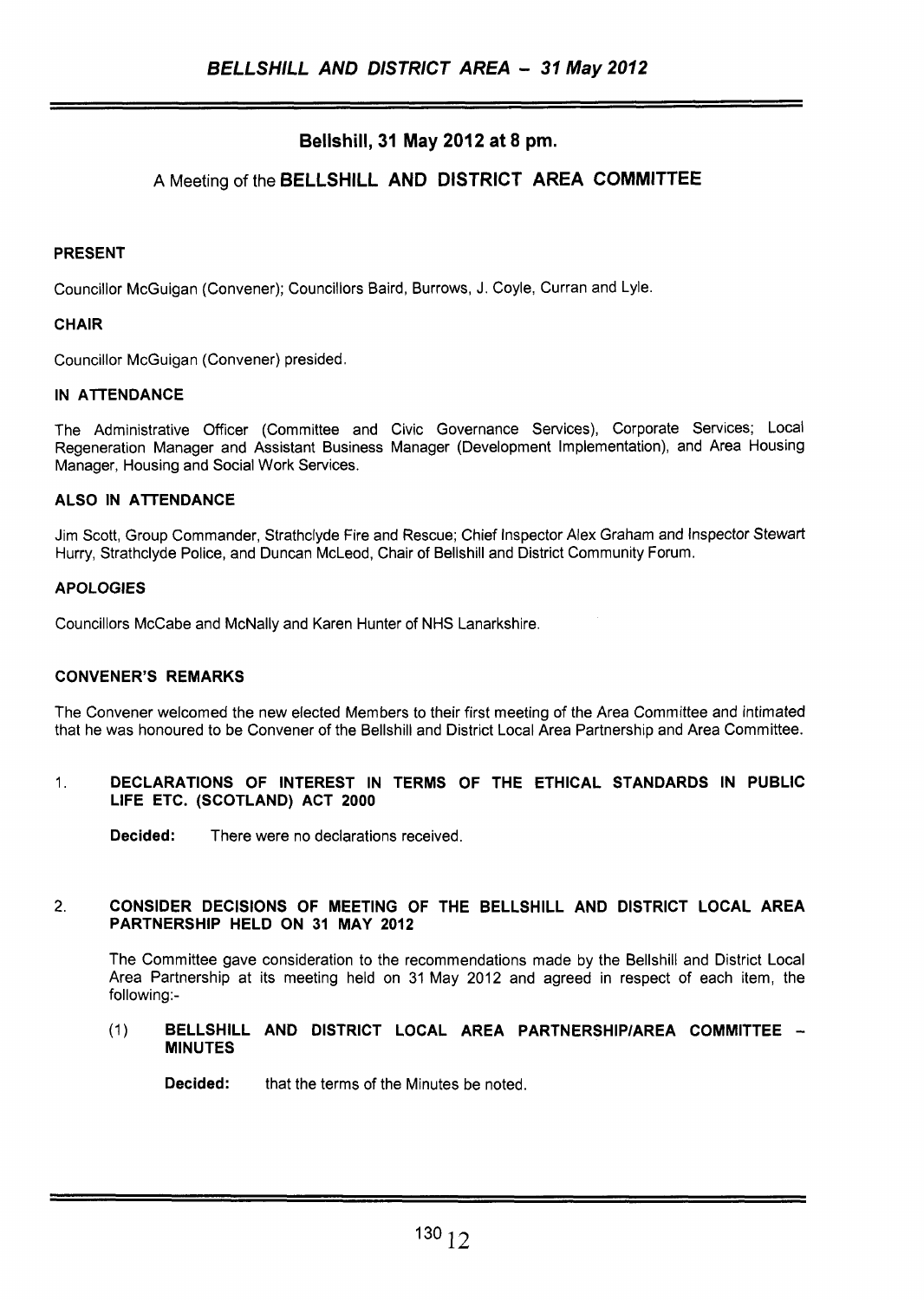## Bellshill, 31 May 2012 at 8 pm.

### A Meeting of the BELLSHILL AND DISTRICT AREA COMMITTEE

**PRESENT**

Councillor McGuigan (Convener); Councillors Baird, Burrows, J. Coyle, Curran and Lyle.

**CHAIR**

Councillor McGuigan (Convener) presided.

**IN ATTENDANCE**

The Administrative Officer (Committee and Civic Governance Services), Corporate Services; Local Regeneration Manager and Assistant Business Manager (Development Implementation), and Area Housing Manager, Housing and Social Work Services.

**ALSO IN ATTENDANCE**

Jim Scott, Group Commander, Strathclyde Fire and Rescue; Chief Inspector Alex Graham and Inspector Stewart Hurry, Strathclyde Police, and Duncan McLeod, Chair of Bellshill and District Community Forum.

**APOLOGIES**

Councillors McCabe and McNally and Karen Hunter of NHS Lanarkshire.

**CONVENER'S REMARKS**

The Convener welcomed the new elected Members to their first meeting of the Area Committee and intimated that he was honoured to be Convener of the Bellshill and District Local Area Partnership and Area Committee.

1. **DECLARATIONS OF INTEREST IN TERMS OF THE ETHICAL STANDARDS IN PUBLIC LIFE ETC. (SCOTLAND) ACT 2000**

   **Decided:** There were no declarations received.

2. **CONSIDER DECISIONS OF MEETING OF THE BELLSHILL AND DISTRICT LOCAL AREA PARTNERSHIP HELD ON 31 MAY 2012**

   The Committee gave consideration to the recommendations made by the Bellshill and District Local Area Partnership at its meeting held on 31 May 2012 and agreed in respect of each item, the following:-

   (1) **BELLSHILL AND DISTRICT LOCAL AREA PARTNERSHIP/AREA COMMITTEE – MINUTES**

   **Decided:** that the terms of the Minutes be noted.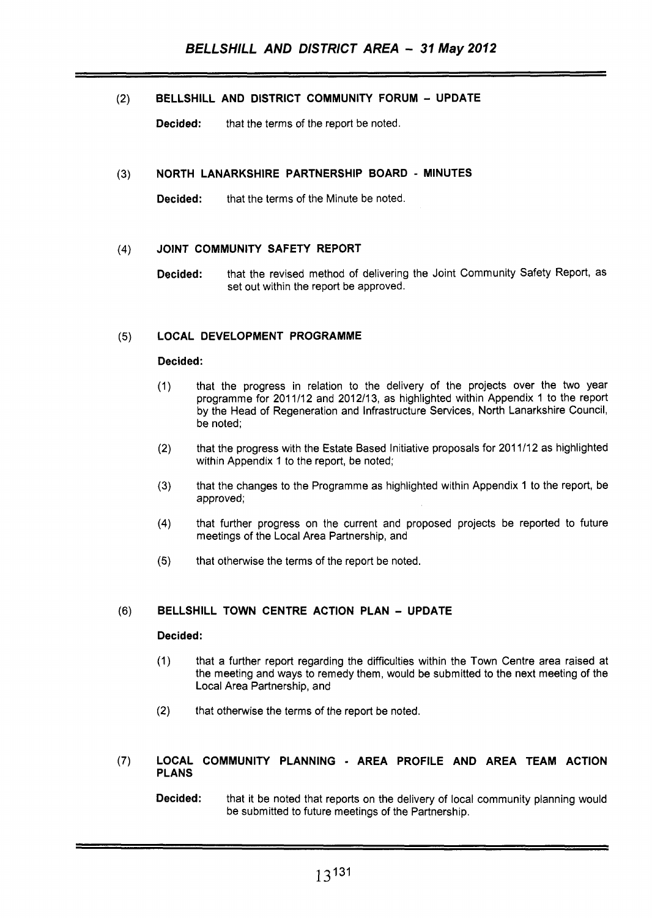(2) **BELLSHILL AND DISTRICT COMMUNITY FORUM – UPDATE**

**Decided:** that the terms of the report be noted.

(3) **NORTH LANARKSHIRE PARTNERSHIP BOARD - MINUTES**

**Decided:** that the terms of the Minute be noted.

(4) **JOINT COMMUNITY SAFETY REPORT**

**Decided:** that the revised method of delivering the Joint Community Safety Report, as set out within the report be approved.

(5) **LOCAL DEVELOPMENT PROGRAMME**

**Decided:**

(1) that the progress in relation to the delivery of the projects over the two year programme for 2011/12 and 2012/13, as highlighted within Appendix 1 to the report by the Head of Regeneration and Infrastructure Services, North Lanarkshire Council, be noted;

(2) that the progress with the Estate Based Initiative proposals for 2011/12 as highlighted within Appendix 1 to the report, be noted;

(3) that the changes to the Programme as highlighted within Appendix 1 to the report, be approved;

(4) that further progress on the current and proposed projects be reported to future meetings of the Local Area Partnership, and

(5) that otherwise the terms of the report be noted.

(6) **BELLSHILL TOWN CENTRE ACTION PLAN – UPDATE**

**Decided:**

(1) that a further report regarding the difficulties within the Town Centre area raised at the meeting and ways to remedy them, would be submitted to the next meeting of the Local Area Partnership, and

(2) that otherwise the terms of the report be noted.

(7) **LOCAL COMMUNITY PLANNING - AREA PROFILE AND AREA TEAM ACTION PLANS**

**Decided:** that it be noted that reports on the delivery of local community planning would be submitted to future meetings of the Partnership.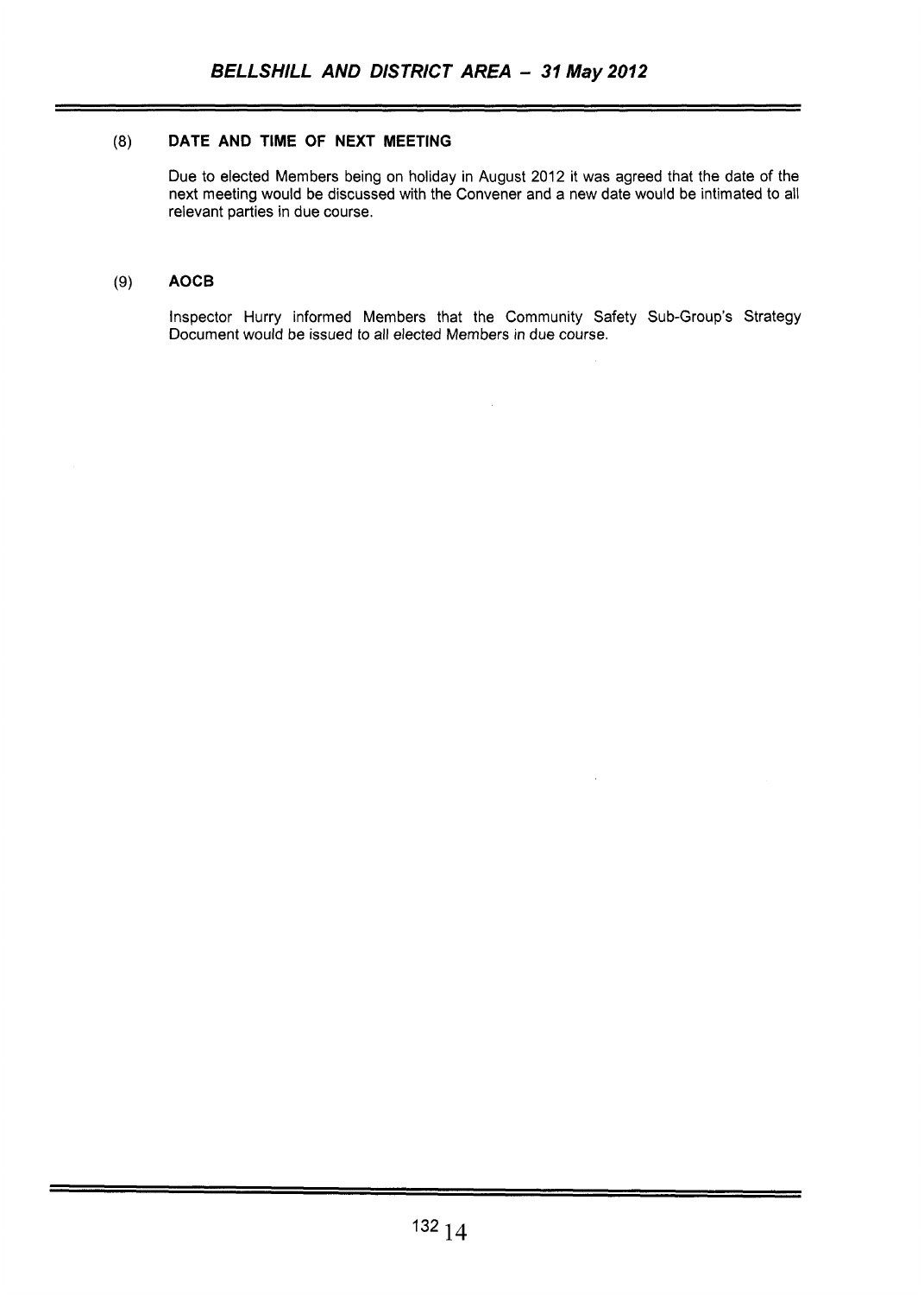### (8) DATE AND TIME OF NEXT MEETING

Due to elected Members being on holiday in August 2012 it was agreed that the date of the next meeting would be discussed with the Convener and a new date would be intimated to all relevant parties in due course.

### (9) AOCB

Inspector Hurry informed Members that the Community Safety Sub-Group's Strategy Document would be issued to all elected Members in due course.